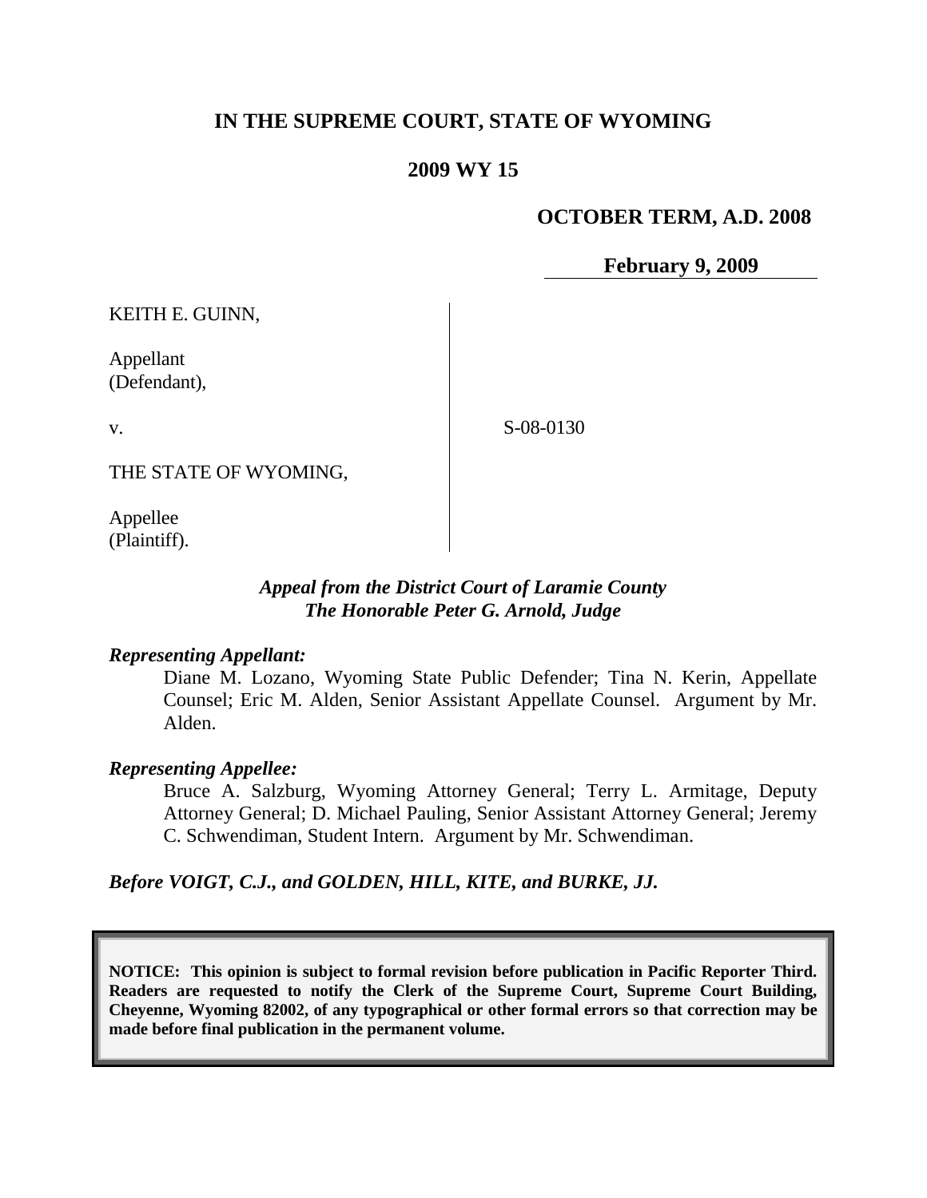# IN THE SUPREME COURT, STATE OF WYOMING

## 2009 WY 15

**OCTOBER TERM, A.D. 2008**

**February 9, 2009**

| | |
|---|---|
| KEITH E. GUINN,<br><br>Appellant<br>(Defendant),<br><br>v.<br><br>THE STATE OF WYOMING,<br><br>Appellee<br>(Plaintiff). | S-08-0130 |

***Appeal from the District Court of Laramie County***
***The Honorable Peter G. Arnold, Judge***

***Representing Appellant:***

Diane M. Lozano, Wyoming State Public Defender; Tina N. Kerin, Appellate Counsel; Eric M. Alden, Senior Assistant Appellate Counsel. Argument by Mr. Alden.

***Representing Appellee:***

Bruce A. Salzburg, Wyoming Attorney General; Terry L. Armitage, Deputy Attorney General; D. Michael Pauling, Senior Assistant Attorney General; Jeremy C. Schwendiman, Student Intern. Argument by Mr. Schwendiman.

***Before VOIGT, C.J., and GOLDEN, HILL, KITE, and BURKE, JJ.***

**NOTICE: This opinion is subject to formal revision before publication in Pacific Reporter Third. Readers are requested to notify the Clerk of the Supreme Court, Supreme Court Building, Cheyenne, Wyoming 82002, of any typographical or other formal errors so that correction may be made before final publication in the permanent volume.**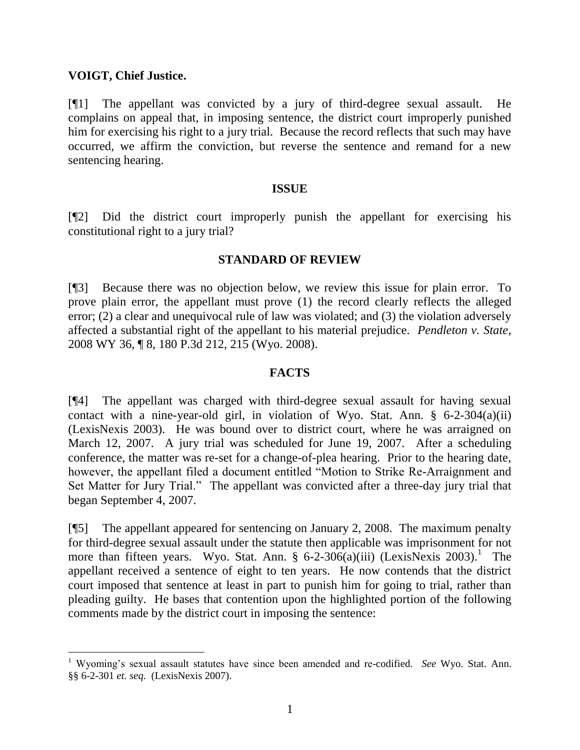**VOIGT, Chief Justice.**

[¶1] The appellant was convicted by a jury of third-degree sexual assault. He complains on appeal that, in imposing sentence, the district court improperly punished him for exercising his right to a jury trial. Because the record reflects that such may have occurred, we affirm the conviction, but reverse the sentence and remand for a new sentencing hearing.

## ISSUE

[¶2] Did the district court improperly punish the appellant for exercising his constitutional right to a jury trial?

## STANDARD OF REVIEW

[¶3] Because there was no objection below, we review this issue for plain error. To prove plain error, the appellant must prove (1) the record clearly reflects the alleged error; (2) a clear and unequivocal rule of law was violated; and (3) the violation adversely affected a substantial right of the appellant to his material prejudice. *Pendleton v. State*, 2008 WY 36, ¶ 8, 180 P.3d 212, 215 (Wyo. 2008).

## FACTS

[¶4] The appellant was charged with third-degree sexual assault for having sexual contact with a nine-year-old girl, in violation of Wyo. Stat. Ann. § 6-2-304(a)(ii) (LexisNexis 2003). He was bound over to district court, where he was arraigned on March 12, 2007. A jury trial was scheduled for June 19, 2007. After a scheduling conference, the matter was re-set for a change-of-plea hearing. Prior to the hearing date, however, the appellant filed a document entitled "Motion to Strike Re-Arraignment and Set Matter for Jury Trial." The appellant was convicted after a three-day jury trial that began September 4, 2007.

[¶5] The appellant appeared for sentencing on January 2, 2008. The maximum penalty for third-degree sexual assault under the statute then applicable was imprisonment for not more than fifteen years. Wyo. Stat. Ann. § 6-2-306(a)(iii) (LexisNexis 2003).[1] The appellant received a sentence of eight to ten years. He now contends that the district court imposed that sentence at least in part to punish him for going to trial, rather than pleading guilty. He bases that contention upon the highlighted portion of the following comments made by the district court in imposing the sentence:

---

[1] Wyoming's sexual assault statutes have since been amended and re-codified. *See* Wyo. Stat. Ann. §§ 6-2-301 *et. seq.* (LexisNexis 2007).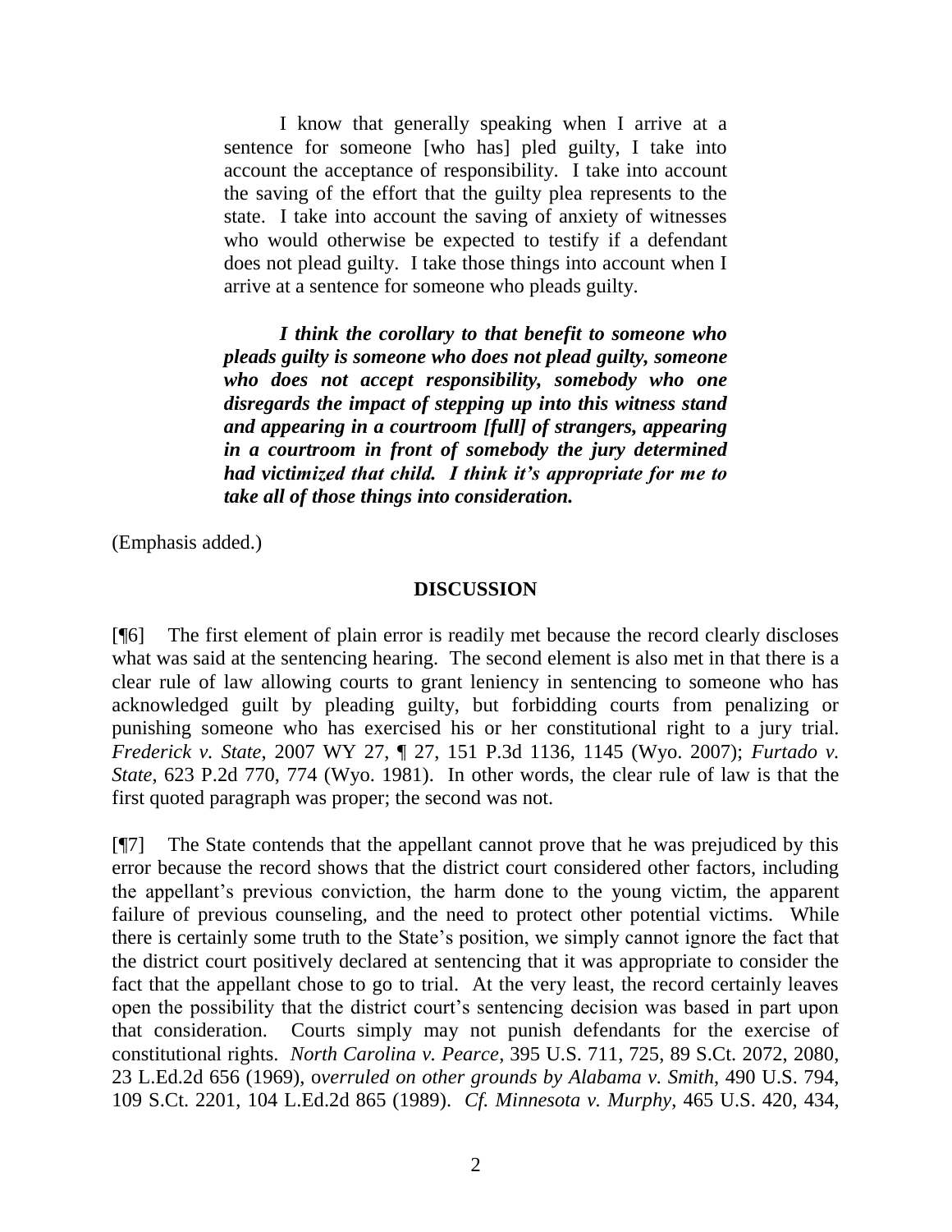> I know that generally speaking when I arrive at a sentence for someone [who has] pled guilty, I take into account the acceptance of responsibility. I take into account the saving of the effort that the guilty plea represents to the state. I take into account the saving of anxiety of witnesses who would otherwise be expected to testify if a defendant does not plead guilty. I take those things into account when I arrive at a sentence for someone who pleads guilty.
>
> ***I think the corollary to that benefit to someone who pleads guilty is someone who does not plead guilty, someone who does not accept responsibility, somebody who one disregards the impact of stepping up into this witness stand and appearing in a courtroom [full] of strangers, appearing in a courtroom in front of somebody the jury determined had victimized that child. I think it's appropriate for me to take all of those things into consideration.***

(Emphasis added.)

## DISCUSSION

[¶6] The first element of plain error is readily met because the record clearly discloses what was said at the sentencing hearing. The second element is also met in that there is a clear rule of law allowing courts to grant leniency in sentencing to someone who has acknowledged guilt by pleading guilty, but forbidding courts from penalizing or punishing someone who has exercised his or her constitutional right to a jury trial. *Frederick v. State*, 2007 WY 27, ¶ 27, 151 P.3d 1136, 1145 (Wyo. 2007); *Furtado v. State*, 623 P.2d 770, 774 (Wyo. 1981). In other words, the clear rule of law is that the first quoted paragraph was proper; the second was not.

[¶7] The State contends that the appellant cannot prove that he was prejudiced by this error because the record shows that the district court considered other factors, including the appellant's previous conviction, the harm done to the young victim, the apparent failure of previous counseling, and the need to protect other potential victims. While there is certainly some truth to the State's position, we simply cannot ignore the fact that the district court positively declared at sentencing that it was appropriate to consider the fact that the appellant chose to go to trial. At the very least, the record certainly leaves open the possibility that the district court's sentencing decision was based in part upon that consideration. Courts simply may not punish defendants for the exercise of constitutional rights. *North Carolina v. Pearce*, 395 U.S. 711, 725, 89 S.Ct. 2072, 2080, 23 L.Ed.2d 656 (1969), *overruled on other grounds by Alabama v. Smith*, 490 U.S. 794, 109 S.Ct. 2201, 104 L.Ed.2d 865 (1989). *Cf. Minnesota v. Murphy*, 465 U.S. 420, 434,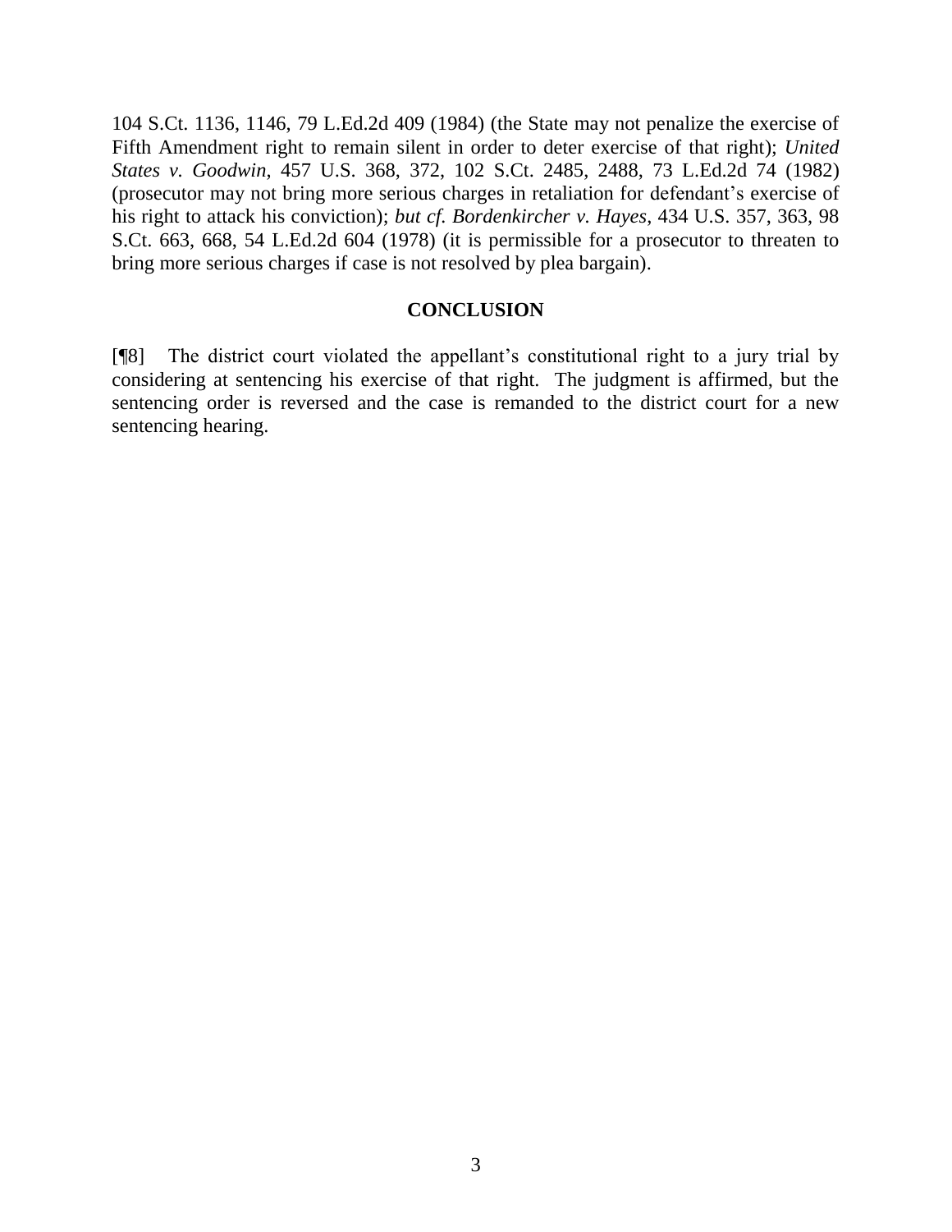104 S.Ct. 1136, 1146, 79 L.Ed.2d 409 (1984) (the State may not penalize the exercise of Fifth Amendment right to remain silent in order to deter exercise of that right); *United States v. Goodwin*, 457 U.S. 368, 372, 102 S.Ct. 2485, 2488, 73 L.Ed.2d 74 (1982) (prosecutor may not bring more serious charges in retaliation for defendant's exercise of his right to attack his conviction); *but cf. Bordenkircher v. Hayes*, 434 U.S. 357, 363, 98 S.Ct. 663, 668, 54 L.Ed.2d 604 (1978) (it is permissible for a prosecutor to threaten to bring more serious charges if case is not resolved by plea bargain).

## CONCLUSION

[¶8] The district court violated the appellant's constitutional right to a jury trial by considering at sentencing his exercise of that right. The judgment is affirmed, but the sentencing order is reversed and the case is remanded to the district court for a new sentencing hearing.